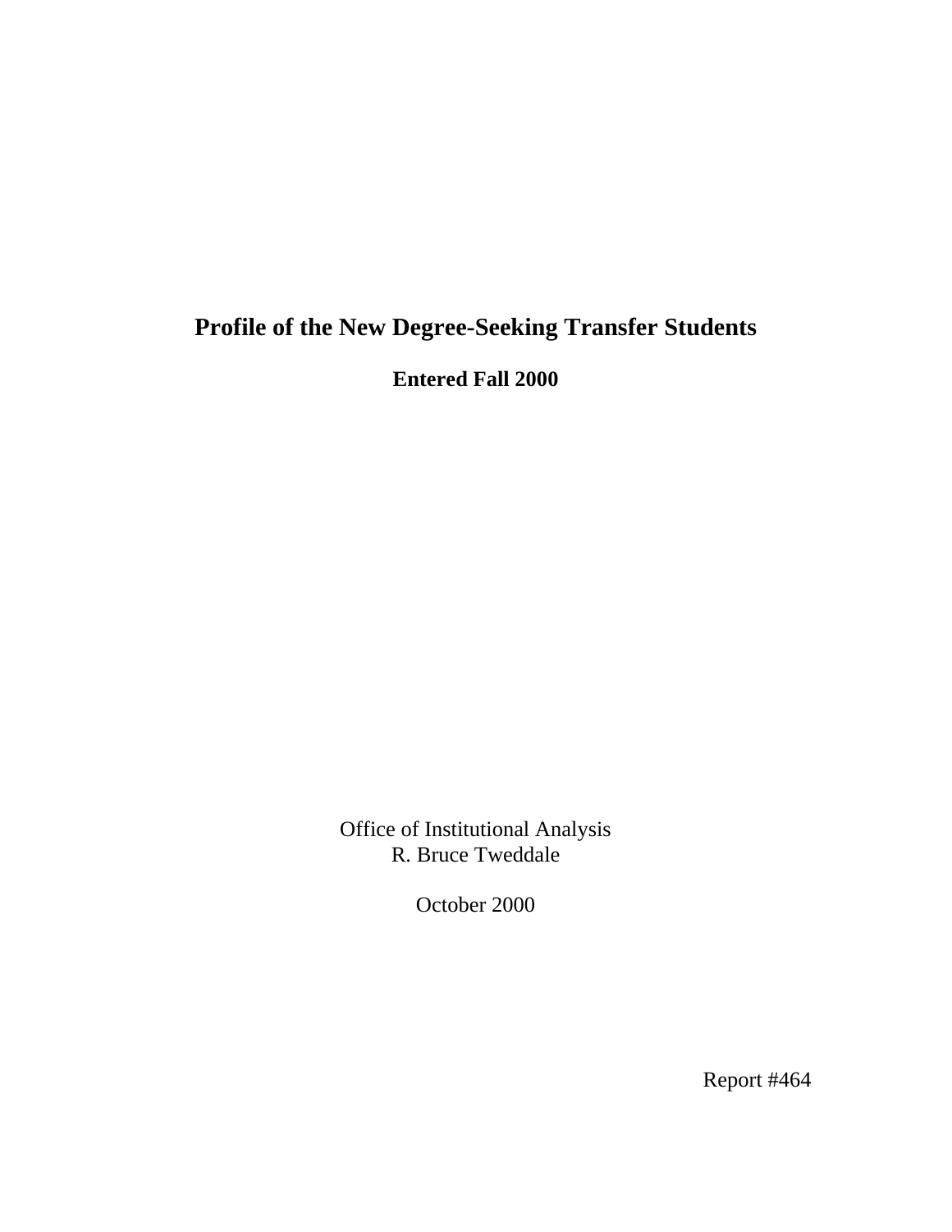# Profile of the New Degree-Seeking Transfer Students

**Entered Fall 2000**

Office of Institutional Analysis
R. Bruce Tweddale

October 2000

Report #464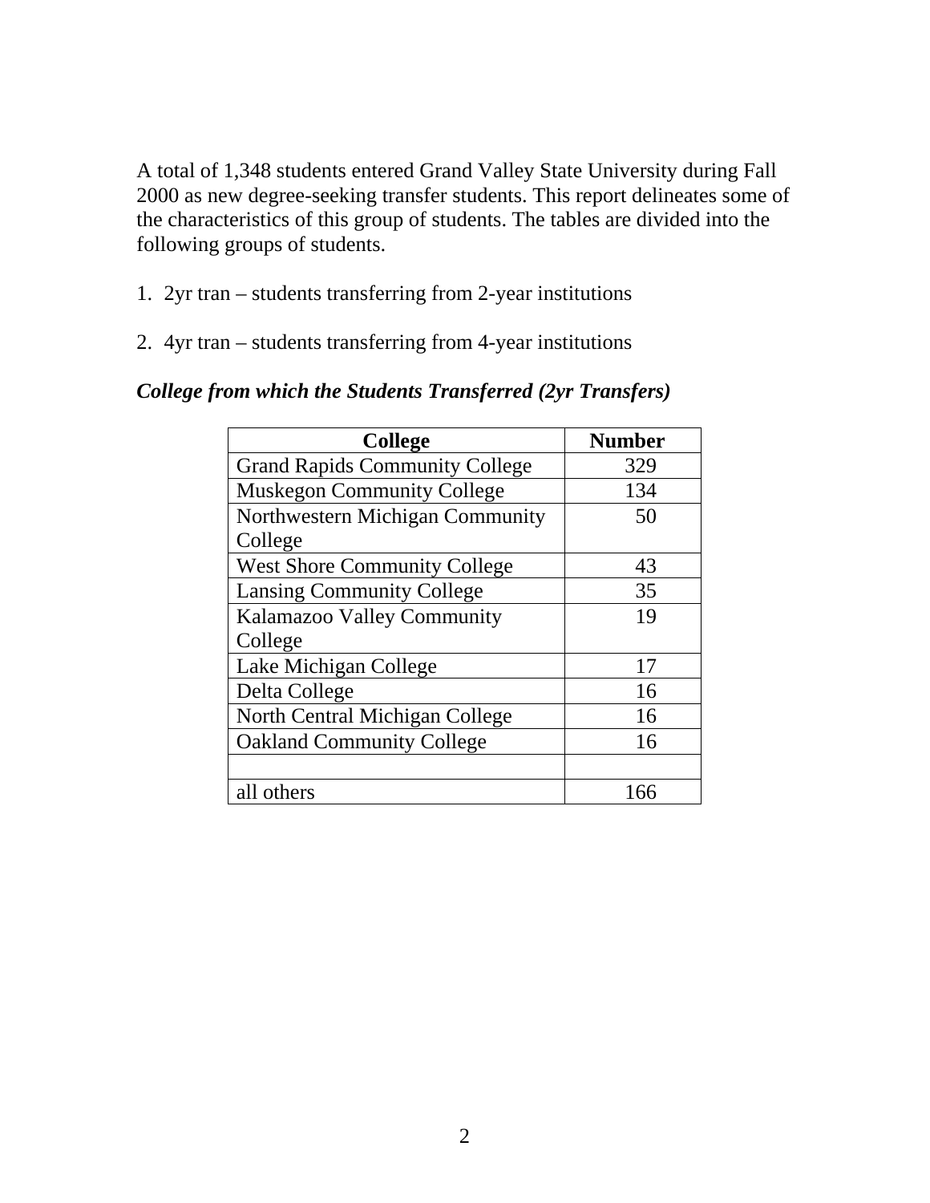A total of 1,348 students entered Grand Valley State University during Fall 2000 as new degree-seeking transfer students. This report delineates some of the characteristics of this group of students. The tables are divided into the following groups of students.

1. 2yr tran – students transferring from 2-year institutions

2. 4yr tran – students transferring from 4-year institutions

***College from which the Students Transferred (2yr Transfers)***

| College | Number |
|---|---|
| Grand Rapids Community College | 329 |
| Muskegon Community College | 134 |
| Northwestern Michigan Community College | 50 |
| West Shore Community College | 43 |
| Lansing Community College | 35 |
| Kalamazoo Valley Community College | 19 |
| Lake Michigan College | 17 |
| Delta College | 16 |
| North Central Michigan College | 16 |
| Oakland Community College | 16 |
| | |
| all others | 166 |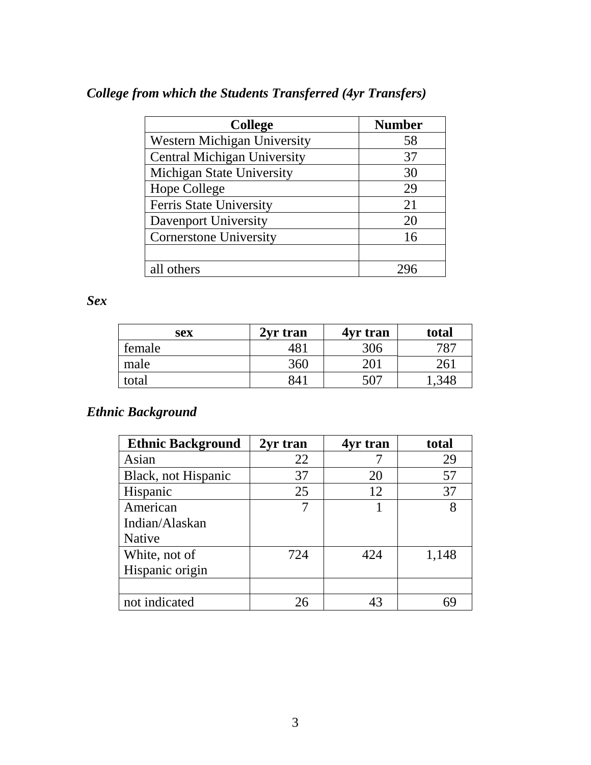*College from which the Students Transferred (4yr Transfers)*

| College | Number |
|---|---|
| Western Michigan University | 58 |
| Central Michigan University | 37 |
| Michigan State University | 30 |
| Hope College | 29 |
| Ferris State University | 21 |
| Davenport University | 20 |
| Cornerstone University | 16 |
| | |
| all others | 296 |

*Sex*

| sex | 2yr tran | 4yr tran | total |
|---|---|---|---|
| female | 481 | 306 | 787 |
| male | 360 | 201 | 261 |
| total | 841 | 507 | 1,348 |

*Ethnic Background*

| Ethnic Background | 2yr tran | 4yr tran | total |
|---|---|---|---|
| Asian | 22 | 7 | 29 |
| Black, not Hispanic | 37 | 20 | 57 |
| Hispanic | 25 | 12 | 37 |
| American Indian/Alaskan Native | 7 | 1 | 8 |
| White, not of Hispanic origin | 724 | 424 | 1,148 |
| | | | |
| not indicated | 26 | 43 | 69 |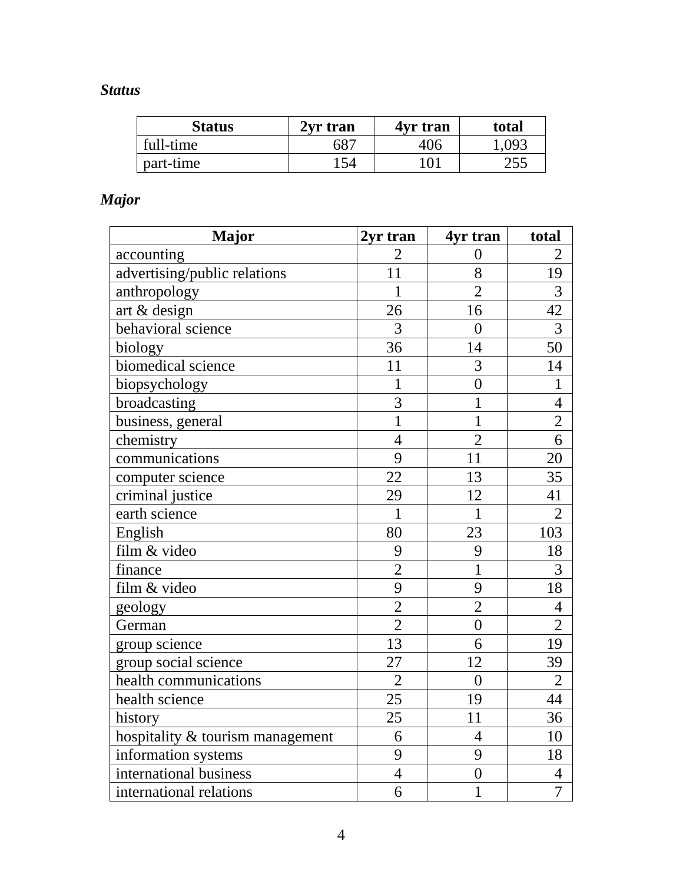***Status***

| Status | 2yr tran | 4yr tran | total |
|---|---|---|---|
| full-time | 687 | 406 | 1,093 |
| part-time | 154 | 101 | 255 |

***Major***

| Major | 2yr tran | 4yr tran | total |
|---|---|---|---|
| accounting | 2 | 0 | 2 |
| advertising/public relations | 11 | 8 | 19 |
| anthropology | 1 | 2 | 3 |
| art & design | 26 | 16 | 42 |
| behavioral science | 3 | 0 | 3 |
| biology | 36 | 14 | 50 |
| biomedical science | 11 | 3 | 14 |
| biopsychology | 1 | 0 | 1 |
| broadcasting | 3 | 1 | 4 |
| business, general | 1 | 1 | 2 |
| chemistry | 4 | 2 | 6 |
| communications | 9 | 11 | 20 |
| computer science | 22 | 13 | 35 |
| criminal justice | 29 | 12 | 41 |
| earth science | 1 | 1 | 2 |
| English | 80 | 23 | 103 |
| film & video | 9 | 9 | 18 |
| finance | 2 | 1 | 3 |
| film & video | 9 | 9 | 18 |
| geology | 2 | 2 | 4 |
| German | 2 | 0 | 2 |
| group science | 13 | 6 | 19 |
| group social science | 27 | 12 | 39 |
| health communications | 2 | 0 | 2 |
| health science | 25 | 19 | 44 |
| history | 25 | 11 | 36 |
| hospitality & tourism management | 6 | 4 | 10 |
| information systems | 9 | 9 | 18 |
| international business | 4 | 0 | 4 |
| international relations | 6 | 1 | 7 |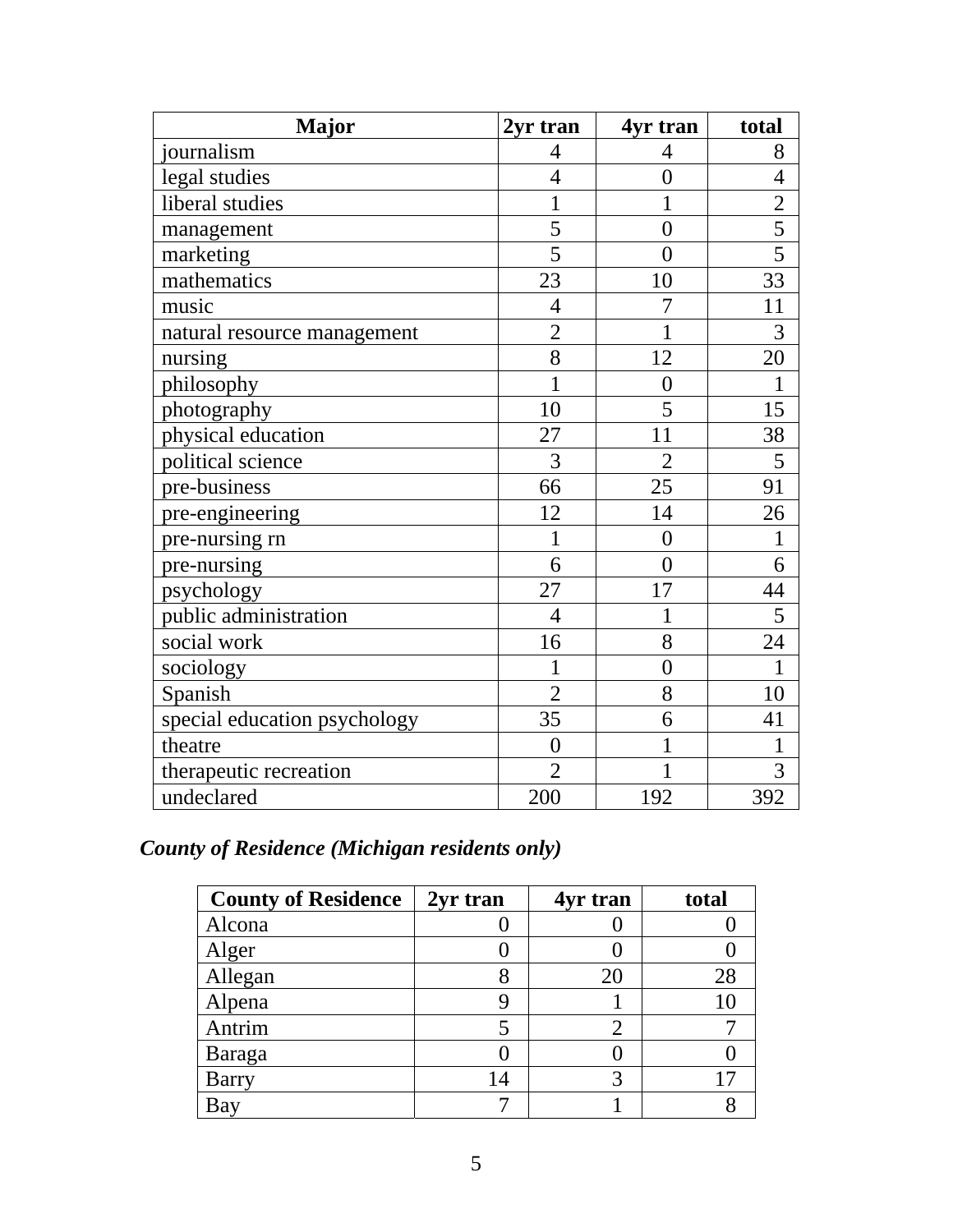| Major | 2yr tran | 4yr tran | total |
|---|---|---|---|
| journalism | 4 | 4 | 8 |
| legal studies | 4 | 0 | 4 |
| liberal studies | 1 | 1 | 2 |
| management | 5 | 0 | 5 |
| marketing | 5 | 0 | 5 |
| mathematics | 23 | 10 | 33 |
| music | 4 | 7 | 11 |
| natural resource management | 2 | 1 | 3 |
| nursing | 8 | 12 | 20 |
| philosophy | 1 | 0 | 1 |
| photography | 10 | 5 | 15 |
| physical education | 27 | 11 | 38 |
| political science | 3 | 2 | 5 |
| pre-business | 66 | 25 | 91 |
| pre-engineering | 12 | 14 | 26 |
| pre-nursing rn | 1 | 0 | 1 |
| pre-nursing | 6 | 0 | 6 |
| psychology | 27 | 17 | 44 |
| public administration | 4 | 1 | 5 |
| social work | 16 | 8 | 24 |
| sociology | 1 | 0 | 1 |
| Spanish | 2 | 8 | 10 |
| special education psychology | 35 | 6 | 41 |
| theatre | 0 | 1 | 1 |
| therapeutic recreation | 2 | 1 | 3 |
| undeclared | 200 | 192 | 392 |

### *County of Residence (Michigan residents only)*

| County of Residence | 2yr tran | 4yr tran | total |
|---|---|---|---|
| Alcona | 0 | 0 | 0 |
| Alger | 0 | 0 | 0 |
| Allegan | 8 | 20 | 28 |
| Alpena | 9 | 1 | 10 |
| Antrim | 5 | 2 | 7 |
| Baraga | 0 | 0 | 0 |
| Barry | 14 | 3 | 17 |
| Bay | 7 | 1 | 8 |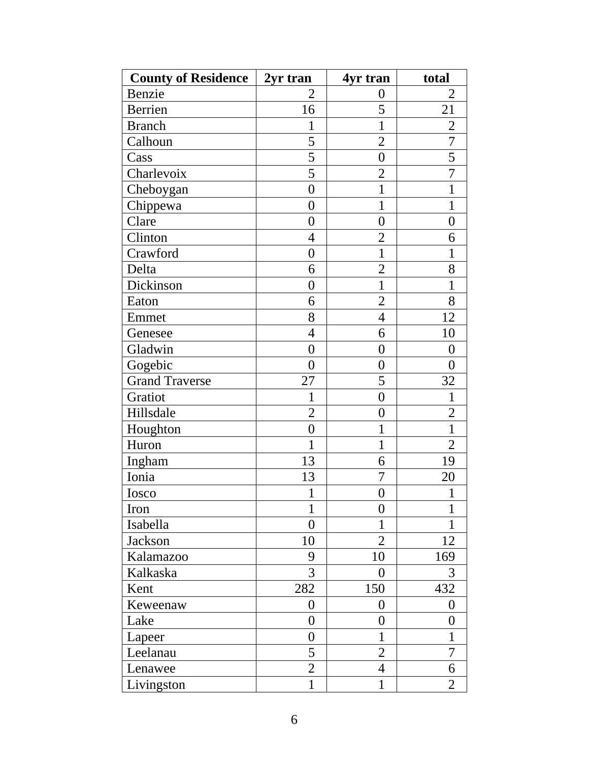| County of Residence | 2yr tran | 4yr tran | total |
|---|---|---|---|
| Benzie | 2 | 0 | 2 |
| Berrien | 16 | 5 | 21 |
| Branch | 1 | 1 | 2 |
| Calhoun | 5 | 2 | 7 |
| Cass | 5 | 0 | 5 |
| Charlevoix | 5 | 2 | 7 |
| Cheboygan | 0 | 1 | 1 |
| Chippewa | 0 | 1 | 1 |
| Clare | 0 | 0 | 0 |
| Clinton | 4 | 2 | 6 |
| Crawford | 0 | 1 | 1 |
| Delta | 6 | 2 | 8 |
| Dickinson | 0 | 1 | 1 |
| Eaton | 6 | 2 | 8 |
| Emmet | 8 | 4 | 12 |
| Genesee | 4 | 6 | 10 |
| Gladwin | 0 | 0 | 0 |
| Gogebic | 0 | 0 | 0 |
| Grand Traverse | 27 | 5 | 32 |
| Gratiot | 1 | 0 | 1 |
| Hillsdale | 2 | 0 | 2 |
| Houghton | 0 | 1 | 1 |
| Huron | 1 | 1 | 2 |
| Ingham | 13 | 6 | 19 |
| Ionia | 13 | 7 | 20 |
| Iosco | 1 | 0 | 1 |
| Iron | 1 | 0 | 1 |
| Isabella | 0 | 1 | 1 |
| Jackson | 10 | 2 | 12 |
| Kalamazoo | 9 | 10 | 169 |
| Kalkaska | 3 | 0 | 3 |
| Kent | 282 | 150 | 432 |
| Keweenaw | 0 | 0 | 0 |
| Lake | 0 | 0 | 0 |
| Lapeer | 0 | 1 | 1 |
| Leelanau | 5 | 2 | 7 |
| Lenawee | 2 | 4 | 6 |
| Livingston | 1 | 1 | 2 |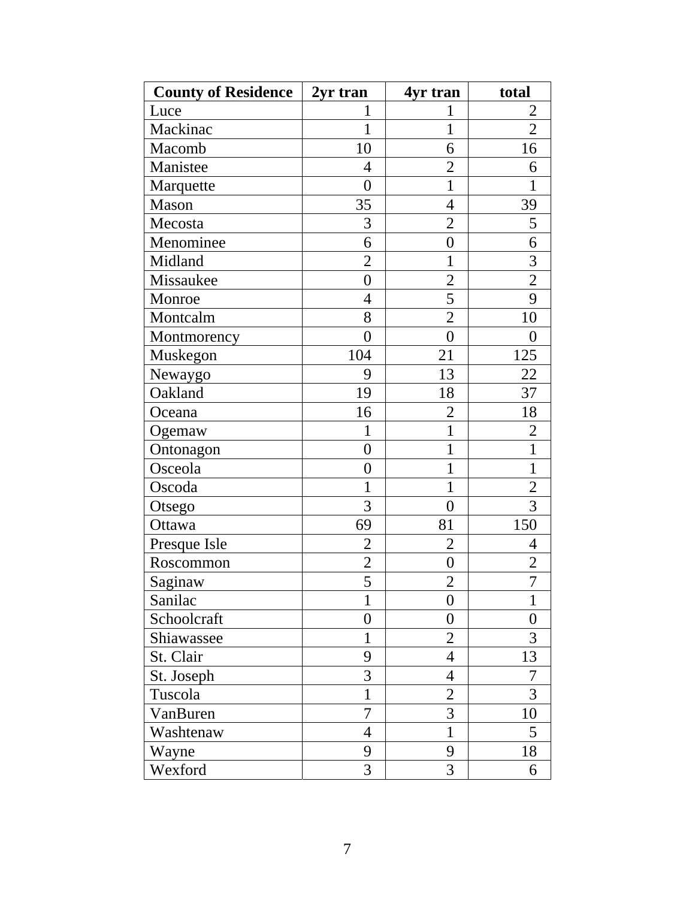| County of Residence | 2yr tran | 4yr tran | total |
|---|---|---|---|
| Luce | 1 | 1 | 2 |
| Mackinac | 1 | 1 | 2 |
| Macomb | 10 | 6 | 16 |
| Manistee | 4 | 2 | 6 |
| Marquette | 0 | 1 | 1 |
| Mason | 35 | 4 | 39 |
| Mecosta | 3 | 2 | 5 |
| Menominee | 6 | 0 | 6 |
| Midland | 2 | 1 | 3 |
| Missaukee | 0 | 2 | 2 |
| Monroe | 4 | 5 | 9 |
| Montcalm | 8 | 2 | 10 |
| Montmorency | 0 | 0 | 0 |
| Muskegon | 104 | 21 | 125 |
| Newaygo | 9 | 13 | 22 |
| Oakland | 19 | 18 | 37 |
| Oceana | 16 | 2 | 18 |
| Ogemaw | 1 | 1 | 2 |
| Ontonagon | 0 | 1 | 1 |
| Osceola | 0 | 1 | 1 |
| Oscoda | 1 | 1 | 2 |
| Otsego | 3 | 0 | 3 |
| Ottawa | 69 | 81 | 150 |
| Presque Isle | 2 | 2 | 4 |
| Roscommon | 2 | 0 | 2 |
| Saginaw | 5 | 2 | 7 |
| Sanilac | 1 | 0 | 1 |
| Schoolcraft | 0 | 0 | 0 |
| Shiawassee | 1 | 2 | 3 |
| St. Clair | 9 | 4 | 13 |
| St. Joseph | 3 | 4 | 7 |
| Tuscola | 1 | 2 | 3 |
| VanBuren | 7 | 3 | 10 |
| Washtenaw | 4 | 1 | 5 |
| Wayne | 9 | 9 | 18 |
| Wexford | 3 | 3 | 6 |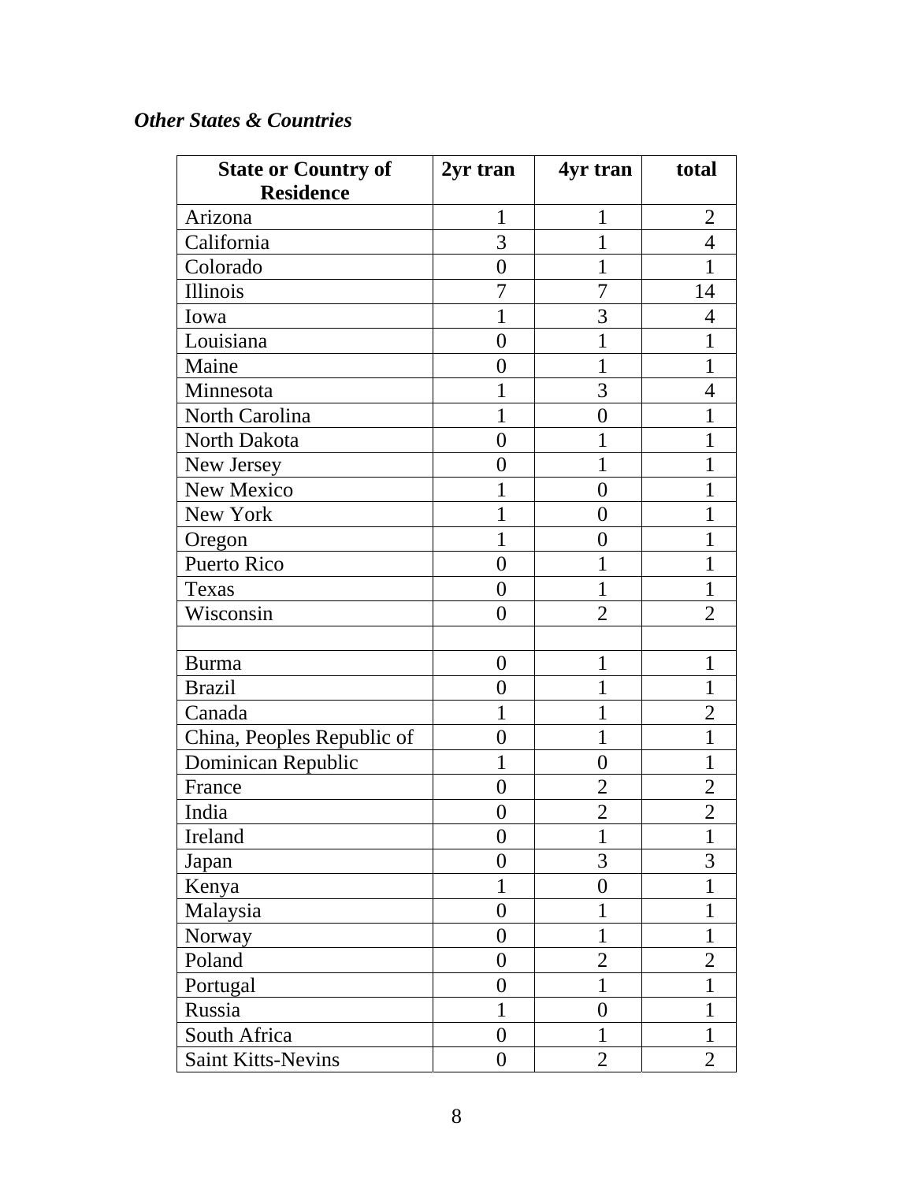***Other States & Countries***

| State or Country of Residence | 2yr tran | 4yr tran | total |
|---|---|---|---|
| Arizona | 1 | 1 | 2 |
| California | 3 | 1 | 4 |
| Colorado | 0 | 1 | 1 |
| Illinois | 7 | 7 | 14 |
| Iowa | 1 | 3 | 4 |
| Louisiana | 0 | 1 | 1 |
| Maine | 0 | 1 | 1 |
| Minnesota | 1 | 3 | 4 |
| North Carolina | 1 | 0 | 1 |
| North Dakota | 0 | 1 | 1 |
| New Jersey | 0 | 1 | 1 |
| New Mexico | 1 | 0 | 1 |
| New York | 1 | 0 | 1 |
| Oregon | 1 | 0 | 1 |
| Puerto Rico | 0 | 1 | 1 |
| Texas | 0 | 1 | 1 |
| Wisconsin | 0 | 2 | 2 |
| | | | |
| Burma | 0 | 1 | 1 |
| Brazil | 0 | 1 | 1 |
| Canada | 1 | 1 | 2 |
| China, Peoples Republic of | 0 | 1 | 1 |
| Dominican Republic | 1 | 0 | 1 |
| France | 0 | 2 | 2 |
| India | 0 | 2 | 2 |
| Ireland | 0 | 1 | 1 |
| Japan | 0 | 3 | 3 |
| Kenya | 1 | 0 | 1 |
| Malaysia | 0 | 1 | 1 |
| Norway | 0 | 1 | 1 |
| Poland | 0 | 2 | 2 |
| Portugal | 0 | 1 | 1 |
| Russia | 1 | 0 | 1 |
| South Africa | 0 | 1 | 1 |
| Saint Kitts-Nevins | 0 | 2 | 2 |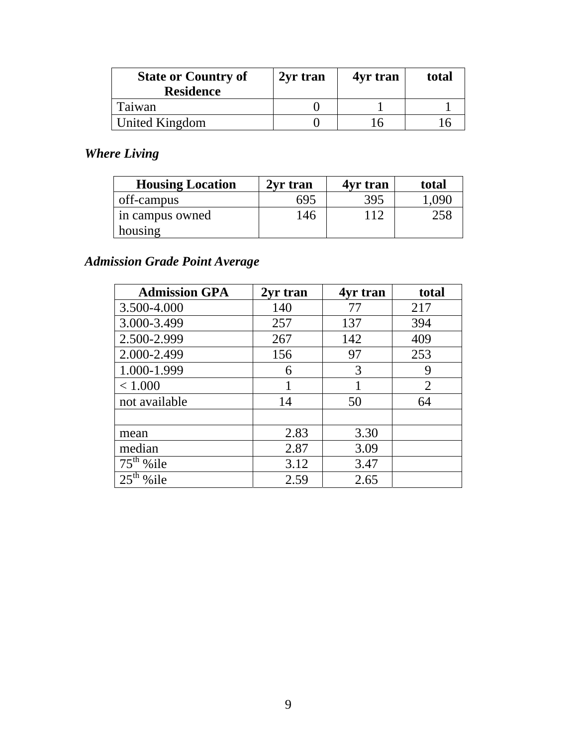| State or Country of Residence | 2yr tran | 4yr tran | total |
|---|---|---|---|
| Taiwan | 0 | 1 | 1 |
| United Kingdom | 0 | 16 | 16 |

### *Where Living*

| Housing Location | 2yr tran | 4yr tran | total |
|---|---|---|---|
| off-campus | 695 | 395 | 1,090 |
| in campus owned housing | 146 | 112 | 258 |

### *Admission Grade Point Average*

| Admission GPA | 2yr tran | 4yr tran | total |
|---|---|---|---|
| 3.500-4.000 | 140 | 77 | 217 |
| 3.000-3.499 | 257 | 137 | 394 |
| 2.500-2.999 | 267 | 142 | 409 |
| 2.000-2.499 | 156 | 97 | 253 |
| 1.000-1.999 | 6 | 3 | 9 |
| < 1.000 | 1 | 1 | 2 |
| not available | 14 | 50 | 64 |
| | | | |
| mean | 2.83 | 3.30 | |
| median | 2.87 | 3.09 | |
| 75th %ile | 3.12 | 3.47 | |
| 25th %ile | 2.59 | 2.65 | |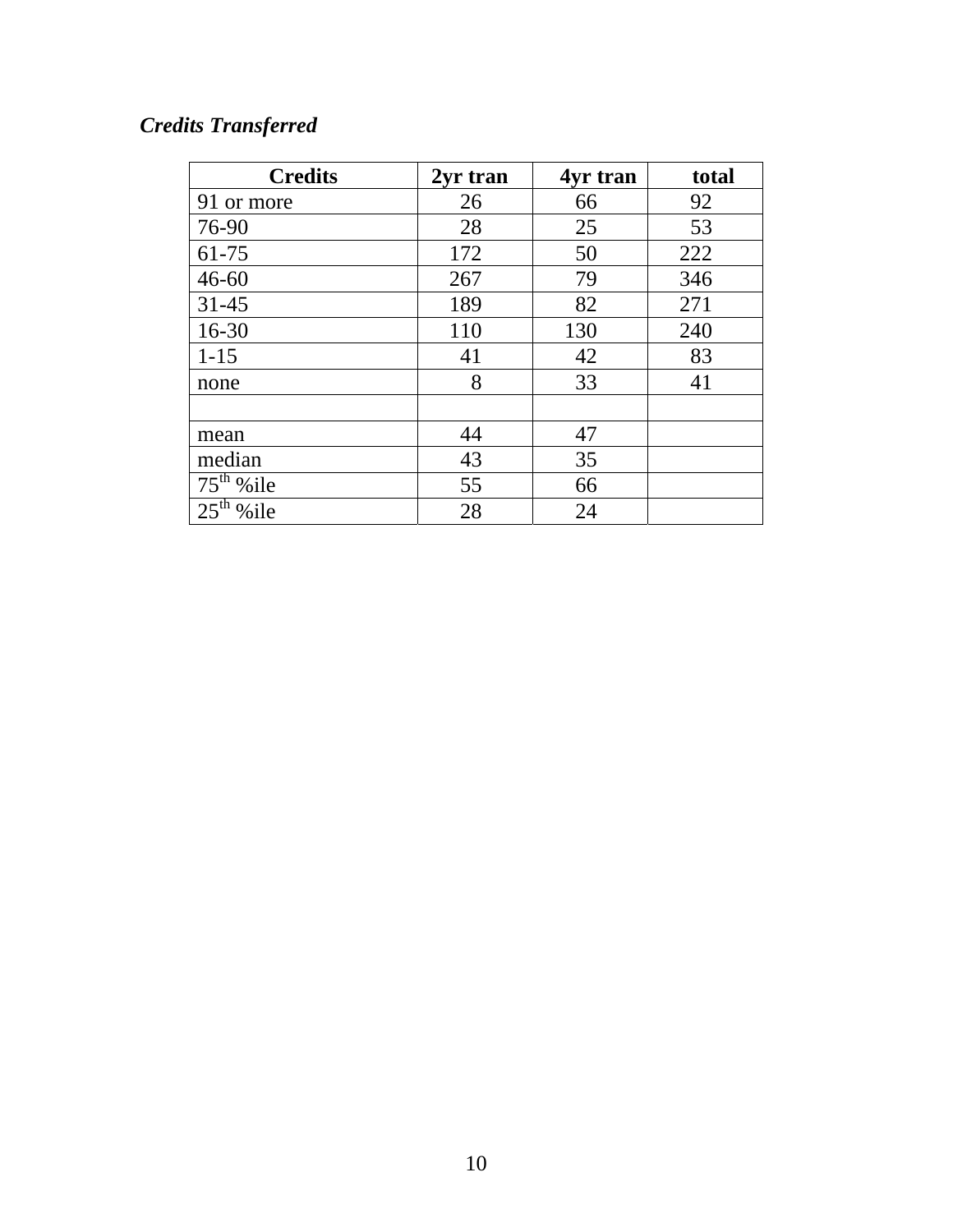***Credits Transferred***

| Credits | 2yr tran | 4yr tran | total |
|---|---|---|---|
| 91 or more | 26 | 66 | 92 |
| 76-90 | 28 | 25 | 53 |
| 61-75 | 172 | 50 | 222 |
| 46-60 | 267 | 79 | 346 |
| 31-45 | 189 | 82 | 271 |
| 16-30 | 110 | 130 | 240 |
| 1-15 | 41 | 42 | 83 |
| none | 8 | 33 | 41 |
| | | | |
| mean | 44 | 47 | |
| median | 43 | 35 | |
| 75th %ile | 55 | 66 | |
| 25th %ile | 28 | 24 | |